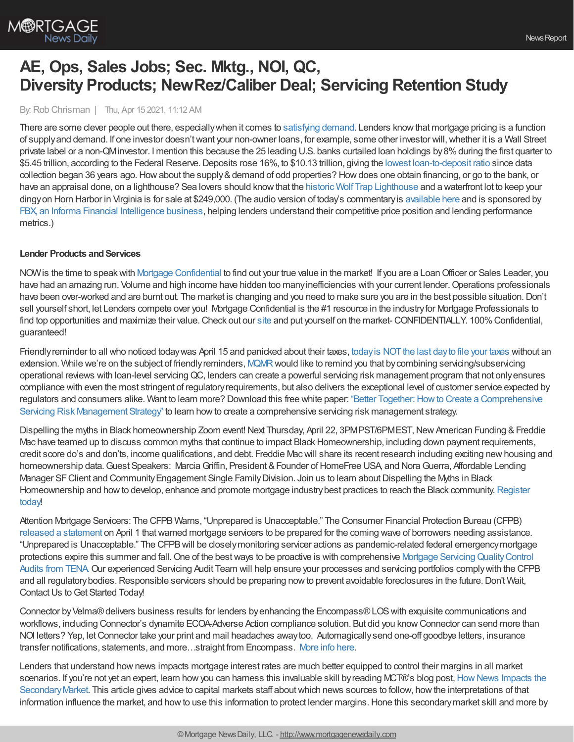# AE, Ops, Sales Jobs; Sec. Mktg., NOI, QC, Diversity Products; NewRez/Caliber Deal; Servicing Retention Study

By: Rob Chrisman | Thu, Apr 15 2021, 11:12 AM

There are some clever people out there, especially when it comes to satisfying demand. Lenders know that mortgage pricing is a function of supply and demand. If one investor doesn't want your non-owner loans, for example, some other investor will, whether it is a Wall Street private label or a non-QM investor. I mention this because the 25 leading U.S. banks curtailed loan holdings by 8% during the first quarter to $5.45 trillion, according to the Federal Reserve. Deposits rose 16%, to $10.13 trillion, giving the lowest loan-to-deposit ratio since data collection began 36 years ago. How about the supply & demand of odd properties? How does one obtain financing, or go to the bank, or have an appraisal done, on a lighthouse? Sea lovers should know that the historic Wolf Trap Lighthouse and a waterfront lot to keep your dingy on Horn Harbor in Virginia is for sale at $249,000. (The audio version of today's commentary is available here and is sponsored by FBX, an Informa Financial Intelligence business, helping lenders understand their competitive price position and lending performance metrics.)

**Lender Products and Services**

NOW is the time to speak with Mortgage Confidential to find out your true value in the market! If you are a Loan Officer or Sales Leader, you have had an amazing run. Volume and high income have hidden too many inefficiencies with your current lender. Operations professionals have been over-worked and are burnt out. The market is changing and you need to make sure you are in the best possible situation. Don't sell yourself short, let Lenders compete over you! Mortgage Confidential is the #1 resource in the industry for Mortgage Professionals to find top opportunities and maximize their value. Check out our site and put yourself on the market- CONFIDENTIALLY. 100% Confidential, guaranteed!

Friendly reminder to all who noticed today was April 15 and panicked about their taxes, today is NOT the last day to file your taxes without an extension. While we're on the subject of friendly reminders, MQMR would like to remind you that by combining servicing/subservicing operational reviews with loan-level servicing QC, lenders can create a powerful servicing risk management program that not only ensures compliance with even the most stringent of regulatory requirements, but also delivers the exceptional level of customer service expected by regulators and consumers alike. Want to learn more? Download this free white paper: "Better Together: How to Create a Comprehensive Servicing Risk Management Strategy" to learn how to create a comprehensive servicing risk management strategy.

Dispelling the myths in Black homeownership Zoom event! Next Thursday, April 22, 3PM PST/6PM EST, New American Funding & Freddie Mac have teamed up to discuss common myths that continue to impact Black Homeownership, including down payment requirements, credit score do's and don'ts, income qualifications, and debt. Freddie Mac will share its recent research including exciting new housing and homeownership data. Guest Speakers: Marcia Griffin, President & Founder of HomeFree USA, and Nora Guerra, Affordable Lending Manager SF Client and Community Engagement Single Family Division. Join us to learn about Dispelling the Myths in Black Homeownership and how to develop, enhance and promote mortgage industry best practices to reach the Black community. Register today!

Attention Mortgage Servicers: The CFPB Warns, "Unprepared is Unacceptable." The Consumer Financial Protection Bureau (CFPB) released a statement on April 1 that warned mortgage servicers to be prepared for the coming wave of borrowers needing assistance. "Unprepared is Unacceptable." The CFPB will be closely monitoring servicer actions as pandemic-related federal emergency mortgage protections expire this summer and fall. One of the best ways to be proactive is with comprehensive Mortgage Servicing Quality Control Audits from TENA. Our experienced Servicing Audit Team will help ensure your processes and servicing portfolios comply with the CFPB and all regulatory bodies. Responsible servicers should be preparing now to prevent avoidable foreclosures in the future. Don't Wait, Contact Us to Get Started Today!

Connector by Velma® delivers business results for lenders by enhancing the Encompass® LOS with exquisite communications and workflows, including Connector's dynamite ECOA-Adverse Action compliance solution. But did you know Connector can send more than NOI letters? Yep, let Connector take your print and mail headaches away too. Automagically send one-off goodbye letters, insurance transfer notifications, statements, and more…straight from Encompass. More info here.

Lenders that understand how news impacts mortgage interest rates are much better equipped to control their margins in all market scenarios. If you're not yet an expert, learn how you can harness this invaluable skill by reading MCT®'s blog post, How News Impacts the Secondary Market. This article gives advice to capital markets staff about which news sources to follow, how the interpretations of that information influence the market, and how to use this information to protect lender margins. Hone this secondary market skill and more by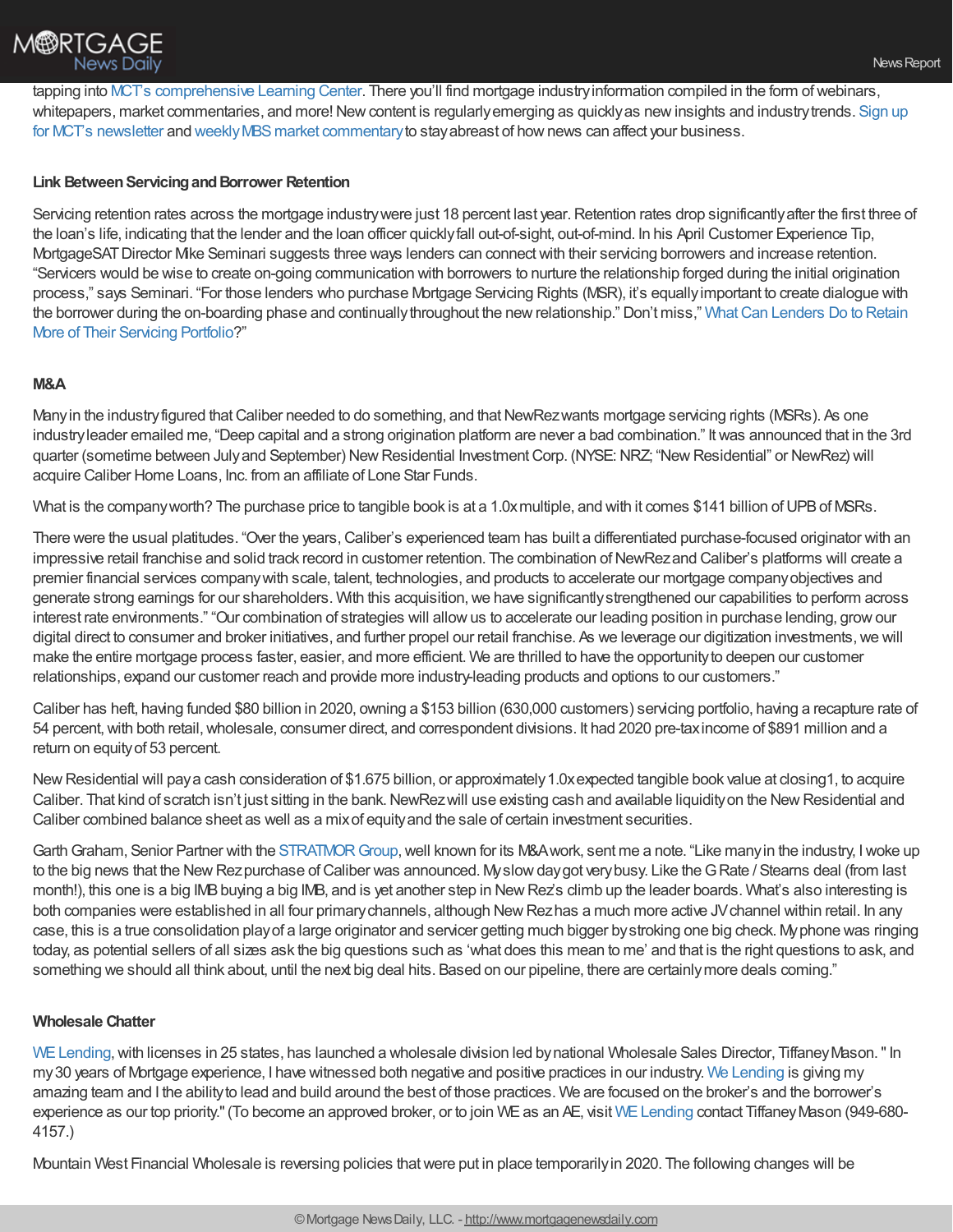tapping into MCT's comprehensive Learning Center. There you'll find mortgage industry information compiled in the form of webinars, whitepapers, market commentaries, and more! New content is regularly emerging as quickly as new insights and industry trends. Sign up for MCT's newsletter and weekly MBS market commentary to stay abreast of how news can affect your business.

**Link Between Servicing and Borrower Retention**

Servicing retention rates across the mortgage industry were just 18 percent last year. Retention rates drop significantly after the first three of the loan's life, indicating that the lender and the loan officer quickly fall out-of-sight, out-of-mind. In his April Customer Experience Tip, MortgageSAT Director Mike Seminari suggests three ways lenders can connect with their servicing borrowers and increase retention. "Servicers would be wise to create on-going communication with borrowers to nurture the relationship forged during the initial origination process," says Seminari. "For those lenders who purchase Mortgage Servicing Rights (MSR), it's equally important to create dialogue with the borrower during the on-boarding phase and continually throughout the new relationship." Don't miss," What Can Lenders Do to Retain More of Their Servicing Portfolio?"

**M&A**

Many in the industry figured that Caliber needed to do something, and that NewRez wants mortgage servicing rights (MSRs). As one industry leader emailed me, "Deep capital and a strong origination platform are never a bad combination." It was announced that in the 3rd quarter (sometime between July and September) New Residential Investment Corp. (NYSE: NRZ; "New Residential" or NewRez) will acquire Caliber Home Loans, Inc. from an affiliate of Lone Star Funds.

What is the company worth? The purchase price to tangible book is at a 1.0x multiple, and with it comes $141 billion of UPB of MSRs.

There were the usual platitudes. "Over the years, Caliber's experienced team has built a differentiated purchase-focused originator with an impressive retail franchise and solid track record in customer retention. The combination of NewRez and Caliber's platforms will create a premier financial services company with scale, talent, technologies, and products to accelerate our mortgage company objectives and generate strong earnings for our shareholders. With this acquisition, we have significantly strengthened our capabilities to perform across interest rate environments." "Our combination of strategies will allow us to accelerate our leading position in purchase lending, grow our digital direct to consumer and broker initiatives, and further propel our retail franchise. As we leverage our digitization investments, we will make the entire mortgage process faster, easier, and more efficient. We are thrilled to have the opportunity to deepen our customer relationships, expand our customer reach and provide more industry-leading products and options to our customers."

Caliber has heft, having funded $80 billion in 2020, owning a $153 billion (630,000 customers) servicing portfolio, having a recapture rate of 54 percent, with both retail, wholesale, consumer direct, and correspondent divisions. It had 2020 pre-tax income of $891 million and a return on equity of 53 percent.

New Residential will pay a cash consideration of $1.675 billion, or approximately 1.0x expected tangible book value at closing1, to acquire Caliber. That kind of scratch isn't just sitting in the bank. NewRez will use existing cash and available liquidity on the New Residential and Caliber combined balance sheet as well as a mix of equity and the sale of certain investment securities.

Garth Graham, Senior Partner with the STRATMOR Group, well known for its M&A work, sent me a note. "Like many in the industry, I woke up to the big news that the New Rez purchase of Caliber was announced. My slow day got very busy. Like the G Rate / Stearns deal (from last month!), this one is a big IMB buying a big IMB, and is yet another step in New Rez's climb up the leader boards. What's also interesting is both companies were established in all four primary channels, although New Rez has a much more active JV channel within retail. In any case, this is a true consolidation play of a large originator and servicer getting much bigger by stroking one big check. My phone was ringing today, as potential sellers of all sizes ask the big questions such as 'what does this mean to me' and that is the right questions to ask, and something we should all think about, until the next big deal hits. Based on our pipeline, there are certainly more deals coming."

**Wholesale Chatter**

WE Lending, with licenses in 25 states, has launched a wholesale division led by national Wholesale Sales Director, Tiffaney Mason. " In my 30 years of Mortgage experience, I have witnessed both negative and positive practices in our industry. We Lending is giving my amazing team and I the ability to lead and build around the best of those practices. We are focused on the broker's and the borrower's experience as our top priority." (To become an approved broker, or to join WE as an AE, visit WE Lending contact Tiffaney Mason (949-680-4157.)

Mountain West Financial Wholesale is reversing policies that were put in place temporarily in 2020. The following changes will be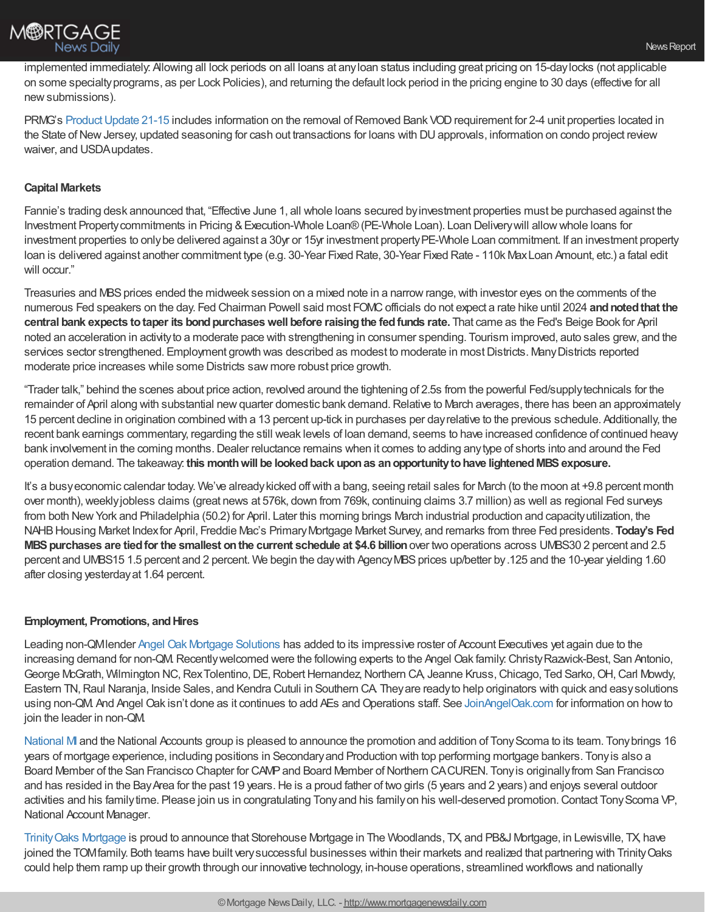implemented immediately: Allowing all lock periods on all loans at any loan status including great pricing on 15-day locks (not applicable on some specialty programs, as per Lock Policies), and returning the default lock period in the pricing engine to 30 days (effective for all new submissions).

PRMG's Product Update 21-15 includes information on the removal of Removed Bank VOD requirement for 2-4 unit properties located in the State of New Jersey, updated seasoning for cash out transactions for loans with DU approvals, information on condo project review waiver, and USDA updates.

**Capital Markets**

Fannie's trading desk announced that, "Effective June 1, all whole loans secured by investment properties must be purchased against the Investment Property commitments in Pricing & Execution-Whole Loan® (PE-Whole Loan). Loan Delivery will allow whole loans for investment properties to only be delivered against a 30yr or 15yr investment property PE-Whole Loan commitment. If an investment property loan is delivered against another commitment type (e.g. 30-Year Fixed Rate, 30-Year Fixed Rate - 110k Max Loan Amount, etc.) a fatal edit will occur."

Treasuries and MBS prices ended the midweek session on a mixed note in a narrow range, with investor eyes on the comments of the numerous Fed speakers on the day. Fed Chairman Powell said most FOMC officials do not expect a rate hike until 2024 **and noted that the central bank expects to taper its bond purchases well before raising the fed funds rate.** That came as the Fed's Beige Book for April noted an acceleration in activity to a moderate pace with strengthening in consumer spending. Tourism improved, auto sales grew, and the services sector strengthened. Employment growth was described as modest to moderate in most Districts. Many Districts reported moderate price increases while some Districts saw more robust price growth.

"Trader talk," behind the scenes about price action, revolved around the tightening of 2.5s from the powerful Fed/supply technicals for the remainder of April along with substantial new quarter domestic bank demand. Relative to March averages, there has been an approximately 15 percent decline in origination combined with a 13 percent up-tick in purchases per day relative to the previous schedule. Additionally, the recent bank earnings commentary, regarding the still weak levels of loan demand, seems to have increased confidence of continued heavy bank involvement in the coming months. Dealer reluctance remains when it comes to adding any type of shorts into and around the Fed operation demand. The takeaway: **this month will be looked back upon as an opportunity to have lightened MBS exposure.**

It's a busy economic calendar today. We've already kicked off with a bang, seeing retail sales for March (to the moon at +9.8 percent month over month), weekly jobless claims (great news at 576k, down from 769k, continuing claims 3.7 million) as well as regional Fed surveys from both New York and Philadelphia (50.2) for April. Later this morning brings March industrial production and capacity utilization, the NAHB Housing Market Index for April, Freddie Mac's Primary Mortgage Market Survey, and remarks from three Fed presidents. **Today's Fed MBS purchases are tied for the smallest on the current schedule at $4.6 billion** over two operations across UMBS30 2 percent and 2.5 percent and UMBS15 1.5 percent and 2 percent. We begin the day with Agency MBS prices up/better by .125 and the 10-year yielding 1.60 after closing yesterday at 1.64 percent.

**Employment, Promotions, and Hires**

Leading non-QM lender Angel Oak Mortgage Solutions has added to its impressive roster of Account Executives yet again due to the increasing demand for non-QM. Recently welcomed were the following experts to the Angel Oak family: Christy Razwick-Best, San Antonio, George McGrath, Wilmington NC, Rex Tolentino, DE, Robert Hernandez, Northern CA, Jeanne Kruss, Chicago, Ted Sarko, OH, Carl Mowdy, Eastern TN, Raul Naranja, Inside Sales, and Kendra Cutuli in Southern CA. They are ready to help originators with quick and easy solutions using non-QM. And Angel Oak isn't done as it continues to add AEs and Operations staff. See JoinAngelOak.com for information on how to join the leader in non-QM.

National MI and the National Accounts group is pleased to announce the promotion and addition of Tony Scoma to its team. Tony brings 16 years of mortgage experience, including positions in Secondary and Production with top performing mortgage bankers. Tony is also a Board Member of the San Francisco Chapter for CAMP and Board Member of Northern CA CUREN. Tony is originally from San Francisco and has resided in the Bay Area for the past 19 years. He is a proud father of two girls (5 years and 2 years) and enjoys several outdoor activities and his family time. Please join us in congratulating Tony and his family on his well-deserved promotion. Contact Tony Scoma VP, National Account Manager.

Trinity Oaks Mortgage is proud to announce that Storehouse Mortgage in The Woodlands, TX, and PB&J Mortgage, in Lewisville, TX, have joined the TOM family. Both teams have built very successful businesses within their markets and realized that partnering with Trinity Oaks could help them ramp up their growth through our innovative technology, in-house operations, streamlined workflows and nationally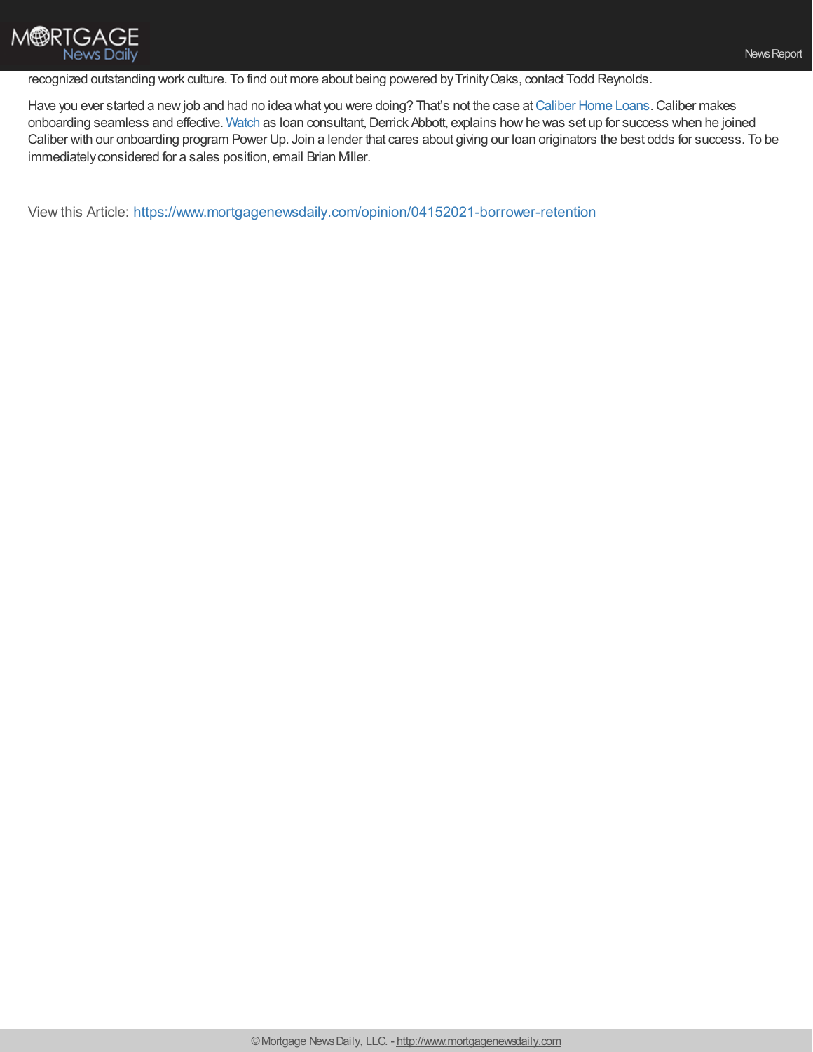recognized outstanding work culture. To find out more about being powered by Trinity Oaks, contact Todd Reynolds.

Have you ever started a new job and had no idea what you were doing? That's not the case at Caliber Home Loans. Caliber makes onboarding seamless and effective. Watch as loan consultant, Derrick Abbott, explains how he was set up for success when he joined Caliber with our onboarding program Power Up. Join a lender that cares about giving our loan originators the best odds for success. To be immediately considered for a sales position, email Brian Miller.

View this Article: https://www.mortgagenewsdaily.com/opinion/04152021-borrower-retention